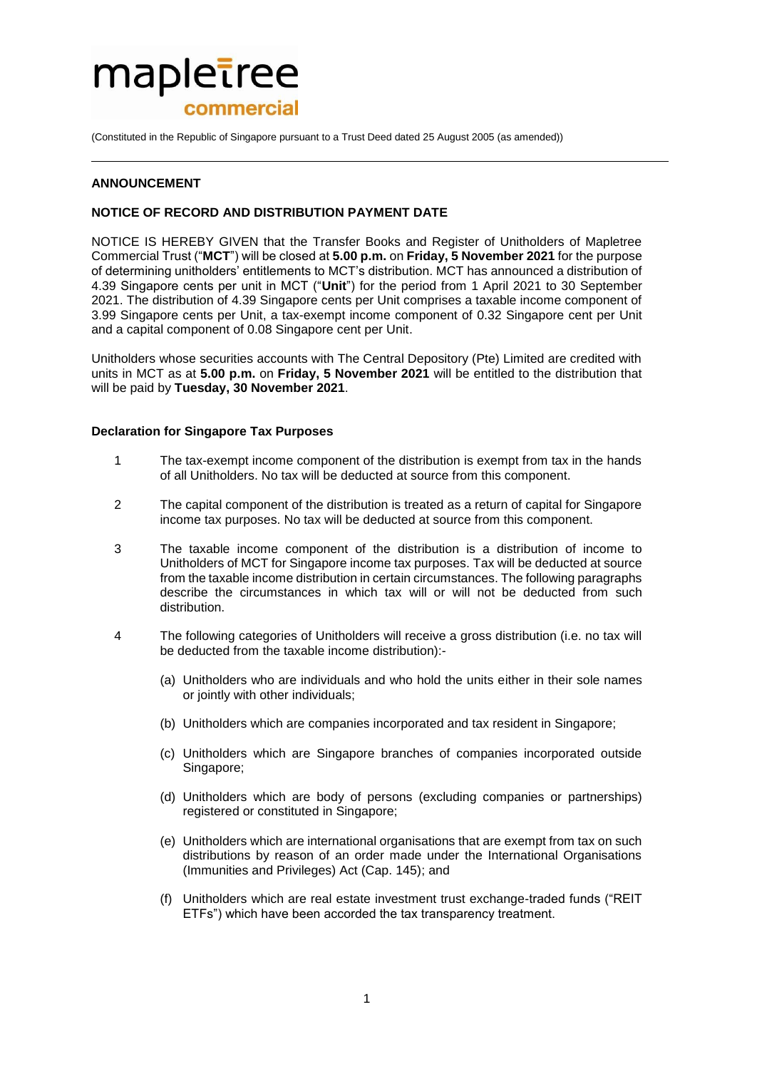mapletree
commercial

(Constituted in the Republic of Singapore pursuant to a Trust Deed dated 25 August 2005 (as amended))

---

**ANNOUNCEMENT**

**NOTICE OF RECORD AND DISTRIBUTION PAYMENT DATE**

NOTICE IS HEREBY GIVEN that the Transfer Books and Register of Unitholders of Mapletree Commercial Trust ("**MCT**") will be closed at **5.00 p.m.** on **Friday, 5 November 2021** for the purpose of determining unitholders' entitlements to MCT's distribution. MCT has announced a distribution of 4.39 Singapore cents per unit in MCT ("**Unit**") for the period from 1 April 2021 to 30 September 2021. The distribution of 4.39 Singapore cents per Unit comprises a taxable income component of 3.99 Singapore cents per Unit, a tax-exempt income component of 0.32 Singapore cent per Unit and a capital component of 0.08 Singapore cent per Unit.

Unitholders whose securities accounts with The Central Depository (Pte) Limited are credited with units in MCT as at **5.00 p.m.** on **Friday, 5 November 2021** will be entitled to the distribution that will be paid by **Tuesday, 30 November 2021**.

**Declaration for Singapore Tax Purposes**

1. The tax-exempt income component of the distribution is exempt from tax in the hands of all Unitholders. No tax will be deducted at source from this component.

2. The capital component of the distribution is treated as a return of capital for Singapore income tax purposes. No tax will be deducted at source from this component.

3. The taxable income component of the distribution is a distribution of income to Unitholders of MCT for Singapore income tax purposes. Tax will be deducted at source from the taxable income distribution in certain circumstances. The following paragraphs describe the circumstances in which tax will or will not be deducted from such distribution.

4. The following categories of Unitholders will receive a gross distribution (i.e. no tax will be deducted from the taxable income distribution):-

   (a) Unitholders who are individuals and who hold the units either in their sole names or jointly with other individuals;

   (b) Unitholders which are companies incorporated and tax resident in Singapore;

   (c) Unitholders which are Singapore branches of companies incorporated outside Singapore;

   (d) Unitholders which are body of persons (excluding companies or partnerships) registered or constituted in Singapore;

   (e) Unitholders which are international organisations that are exempt from tax on such distributions by reason of an order made under the International Organisations (Immunities and Privileges) Act (Cap. 145); and

   (f) Unitholders which are real estate investment trust exchange-traded funds ("REIT ETFs") which have been accorded the tax transparency treatment.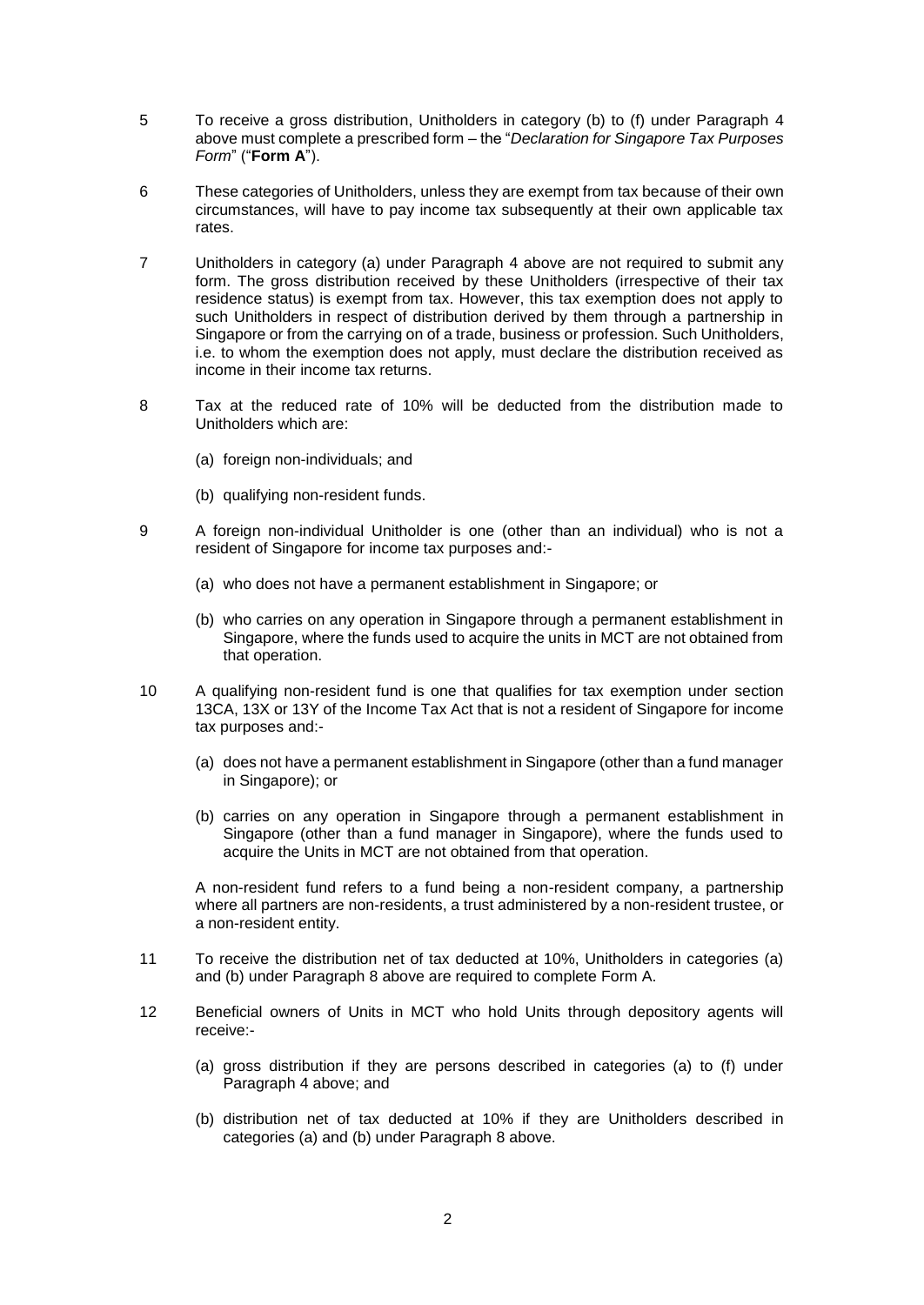5 To receive a gross distribution, Unitholders in category (b) to (f) under Paragraph 4 above must complete a prescribed form – the "*Declaration for Singapore Tax Purposes Form*" ("**Form A**").

6 These categories of Unitholders, unless they are exempt from tax because of their own circumstances, will have to pay income tax subsequently at their own applicable tax rates.

7 Unitholders in category (a) under Paragraph 4 above are not required to submit any form. The gross distribution received by these Unitholders (irrespective of their tax residence status) is exempt from tax. However, this tax exemption does not apply to such Unitholders in respect of distribution derived by them through a partnership in Singapore or from the carrying on of a trade, business or profession. Such Unitholders, i.e. to whom the exemption does not apply, must declare the distribution received as income in their income tax returns.

8 Tax at the reduced rate of 10% will be deducted from the distribution made to Unitholders which are:

(a) foreign non-individuals; and

(b) qualifying non-resident funds.

9 A foreign non-individual Unitholder is one (other than an individual) who is not a resident of Singapore for income tax purposes and:-

(a) who does not have a permanent establishment in Singapore; or

(b) who carries on any operation in Singapore through a permanent establishment in Singapore, where the funds used to acquire the units in MCT are not obtained from that operation.

10 A qualifying non-resident fund is one that qualifies for tax exemption under section 13CA, 13X or 13Y of the Income Tax Act that is not a resident of Singapore for income tax purposes and:-

(a) does not have a permanent establishment in Singapore (other than a fund manager in Singapore); or

(b) carries on any operation in Singapore through a permanent establishment in Singapore (other than a fund manager in Singapore), where the funds used to acquire the Units in MCT are not obtained from that operation.

A non-resident fund refers to a fund being a non-resident company, a partnership where all partners are non-residents, a trust administered by a non-resident trustee, or a non-resident entity.

11 To receive the distribution net of tax deducted at 10%, Unitholders in categories (a) and (b) under Paragraph 8 above are required to complete Form A.

12 Beneficial owners of Units in MCT who hold Units through depository agents will receive:-

(a) gross distribution if they are persons described in categories (a) to (f) under Paragraph 4 above; and

(b) distribution net of tax deducted at 10% if they are Unitholders described in categories (a) and (b) under Paragraph 8 above.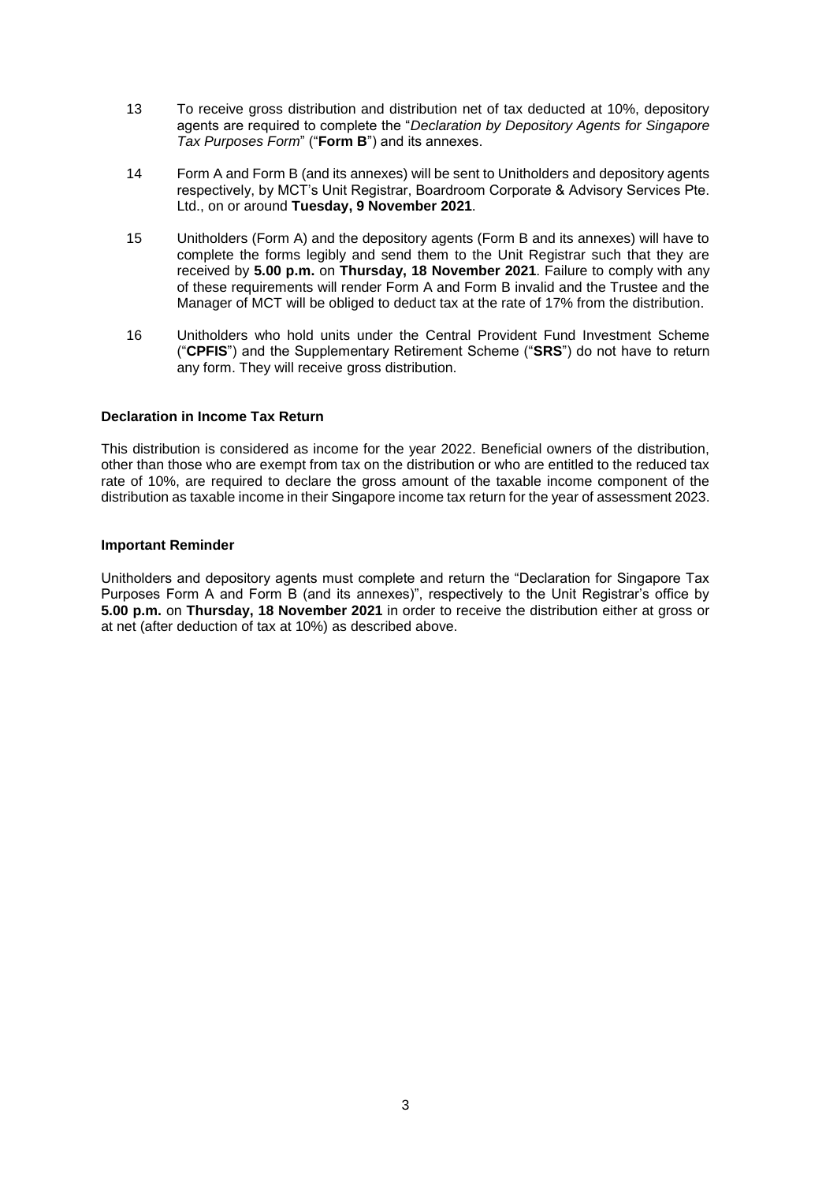13 To receive gross distribution and distribution net of tax deducted at 10%, depository agents are required to complete the "*Declaration by Depository Agents for Singapore Tax Purposes Form*" ("**Form B**") and its annexes.

14 Form A and Form B (and its annexes) will be sent to Unitholders and depository agents respectively, by MCT's Unit Registrar, Boardroom Corporate & Advisory Services Pte. Ltd., on or around **Tuesday, 9 November 2021**.

15 Unitholders (Form A) and the depository agents (Form B and its annexes) will have to complete the forms legibly and send them to the Unit Registrar such that they are received by **5.00 p.m.** on **Thursday, 18 November 2021**. Failure to comply with any of these requirements will render Form A and Form B invalid and the Trustee and the Manager of MCT will be obliged to deduct tax at the rate of 17% from the distribution.

16 Unitholders who hold units under the Central Provident Fund Investment Scheme ("**CPFIS**") and the Supplementary Retirement Scheme ("**SRS**") do not have to return any form. They will receive gross distribution.

**Declaration in Income Tax Return**

This distribution is considered as income for the year 2022. Beneficial owners of the distribution, other than those who are exempt from tax on the distribution or who are entitled to the reduced tax rate of 10%, are required to declare the gross amount of the taxable income component of the distribution as taxable income in their Singapore income tax return for the year of assessment 2023.

**Important Reminder**

Unitholders and depository agents must complete and return the "Declaration for Singapore Tax Purposes Form A and Form B (and its annexes)", respectively to the Unit Registrar's office by **5.00 p.m.** on **Thursday, 18 November 2021** in order to receive the distribution either at gross or at net (after deduction of tax at 10%) as described above.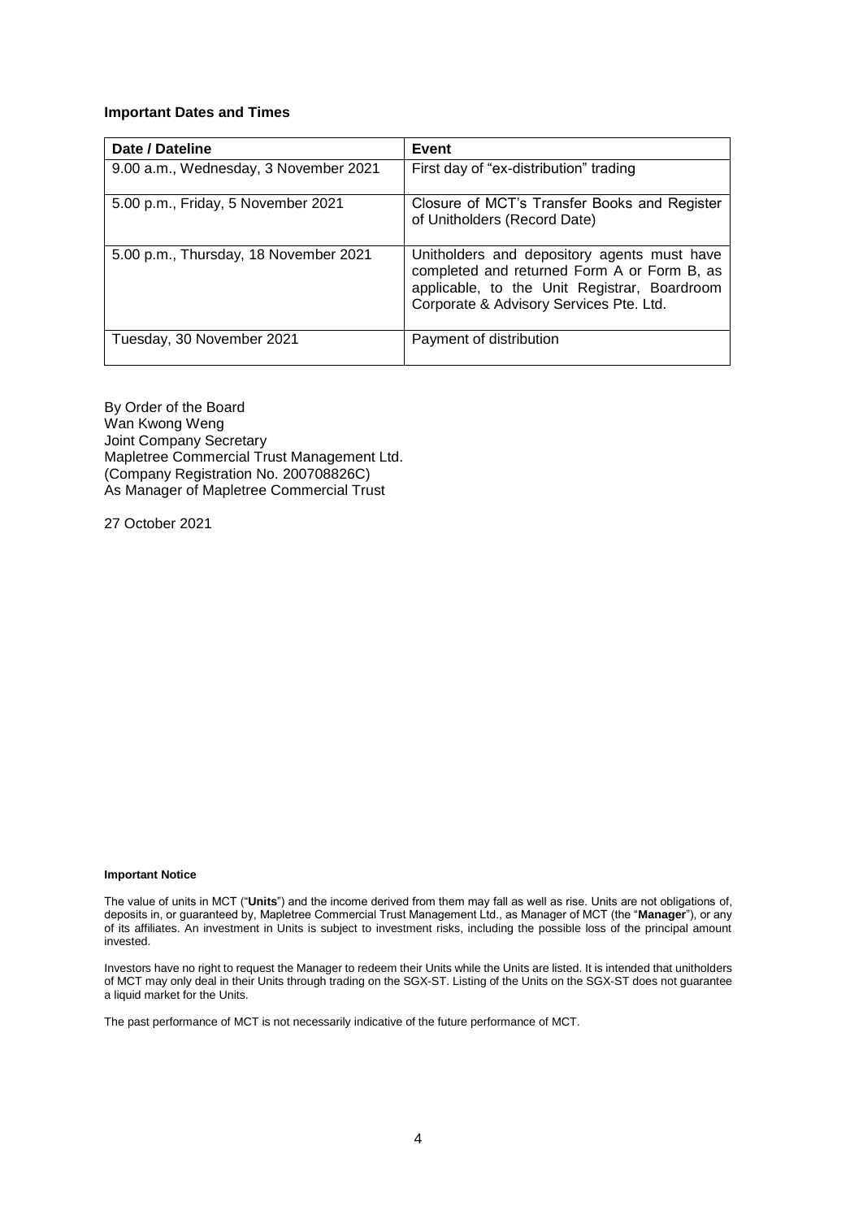**Important Dates and Times**

| Date / Dateline | Event |
|---|---|
| 9.00 a.m., Wednesday, 3 November 2021 | First day of "ex-distribution" trading |
| 5.00 p.m., Friday, 5 November 2021 | Closure of MCT's Transfer Books and Register of Unitholders (Record Date) |
| 5.00 p.m., Thursday, 18 November 2021 | Unitholders and depository agents must have completed and returned Form A or Form B, as applicable, to the Unit Registrar, Boardroom Corporate & Advisory Services Pte. Ltd. |
| Tuesday, 30 November 2021 | Payment of distribution |

By Order of the Board
Wan Kwong Weng
Joint Company Secretary
Mapletree Commercial Trust Management Ltd.
(Company Registration No. 200708826C)
As Manager of Mapletree Commercial Trust

27 October 2021

**Important Notice**

The value of units in MCT ("**Units**") and the income derived from them may fall as well as rise. Units are not obligations of, deposits in, or guaranteed by, Mapletree Commercial Trust Management Ltd., as Manager of MCT (the "**Manager**"), or any of its affiliates. An investment in Units is subject to investment risks, including the possible loss of the principal amount invested.

Investors have no right to request the Manager to redeem their Units while the Units are listed. It is intended that unitholders of MCT may only deal in their Units through trading on the SGX-ST. Listing of the Units on the SGX-ST does not guarantee a liquid market for the Units.

The past performance of MCT is not necessarily indicative of the future performance of MCT.